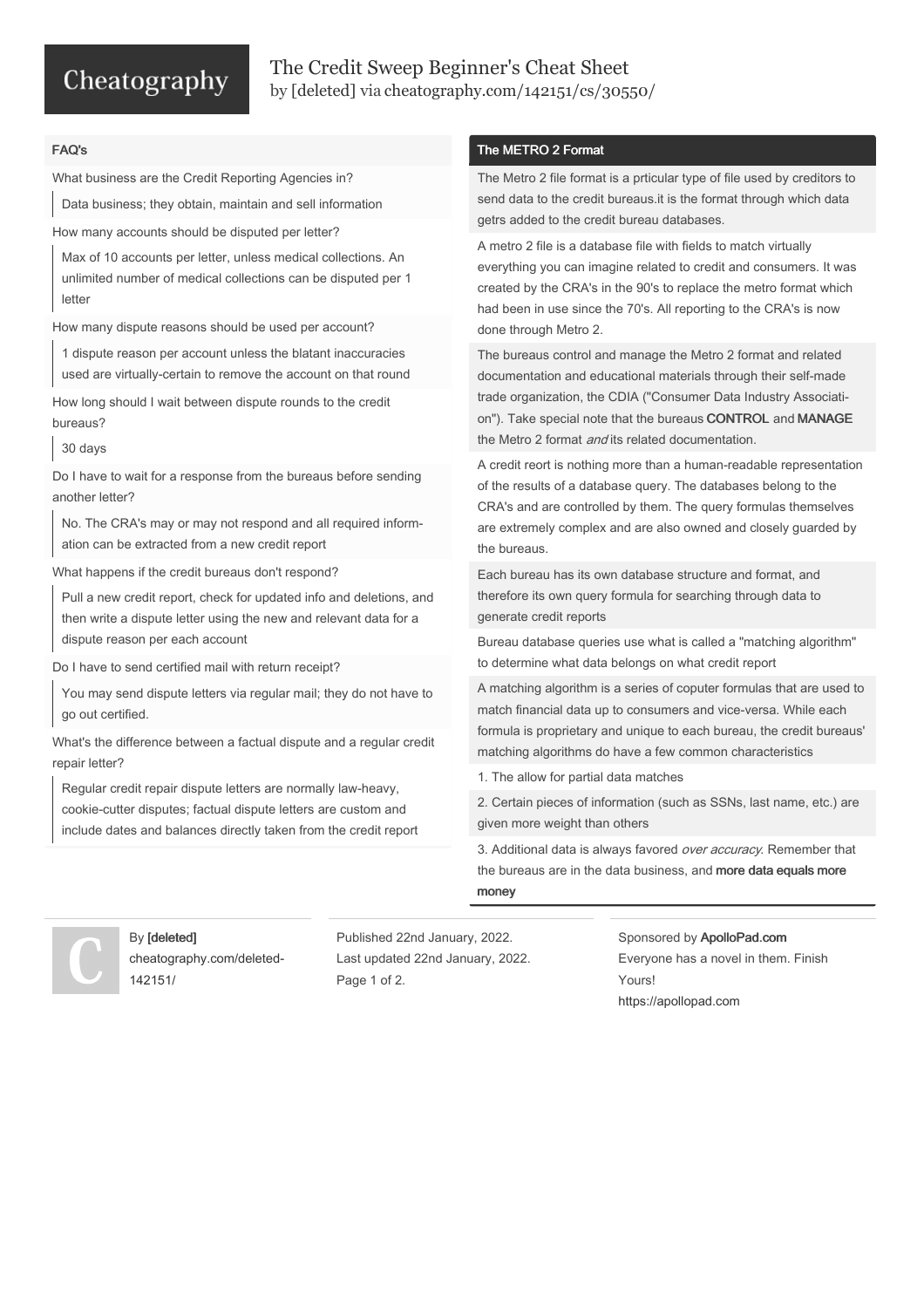# The Credit Sweep Beginner's Cheat Sheet

by [deleted] via cheatography.com/142151/cs/30550/

## FAQ's

What business are the Credit Reporting Agencies in?

> Data business; they obtain, maintain and sell information

How many accounts should be disputed per letter?

> Max of 10 accounts per letter, unless medical collections. An unlimited number of medical collections can be disputed per 1 letter

How many dispute reasons should be used per account?

> 1 dispute reason per account unless the blatant inaccuracies used are virtually-certain to remove the account on that round

How long should I wait between dispute rounds to the credit bureaus?

> 30 days

Do I have to wait for a response from the bureaus before sending another letter?

> No. The CRA's may or may not respond and all required information can be extracted from a new credit report

What happens if the credit bureaus don't respond?

> Pull a new credit report, check for updated info and deletions, and then write a dispute letter using the new and relevant data for a dispute reason per each account

Do I have to send certified mail with return receipt?

> You may send dispute letters via regular mail; they do not have to go out certified.

What's the difference between a factual dispute and a regular credit repair letter?

> Regular credit repair dispute letters are normally law-heavy, cookie-cutter disputes; factual dispute letters are custom and include dates and balances directly taken from the credit report

## The METRO 2 Format

The Metro 2 file format is a prticular type of file used by creditors to send data to the credit bureaus.it is the format through which data getrs added to the credit bureau databases.

A metro 2 file is a database file with fields to match virtually everything you can imagine related to credit and consumers. It was created by the CRA's in the 90's to replace the metro format which had been in use since the 70's. All reporting to the CRA's is now done through Metro 2.

The bureaus control and manage the Metro 2 format and related documentation and educational materials through their self-made trade organization, the CDIA ("Consumer Data Industry Association"). Take special note that the bureaus **CONTROL** and **MANAGE** the Metro 2 format *and* its related documentation.

A credit reort is nothing more than a human-readable representation of the results of a database query. The databases belong to the CRA's and are controlled by them. The query formulas themselves are extremely complex and are also owned and closely guarded by the bureaus.

Each bureau has its own database structure and format, and therefore its own query formula for searching through data to generate credit reports

Bureau database queries use what is called a "matching algorithm" to determine what data belongs on what credit report

A matching algorithm is a series of coputer formulas that are used to match financial data up to consumers and vice-versa. While each formula is proprietary and unique to each bureau, the credit bureaus' matching algorithms do have a few common characteristics

1. The allow for partial data matches
2. Certain pieces of information (such as SSNs, last name, etc.) are given more weight than others
3. Additional data is always favored *over accuracy*. Remember that the bureaus are in the data business, and **more data equals more money**

By **[deleted]**
cheatography.com/deleted-142151/

Published 22nd January, 2022.
Last updated 22nd January, 2022.

Sponsored by **ApolloPad.com**
Everyone has a novel in them. Finish Yours!
https://apollopad.com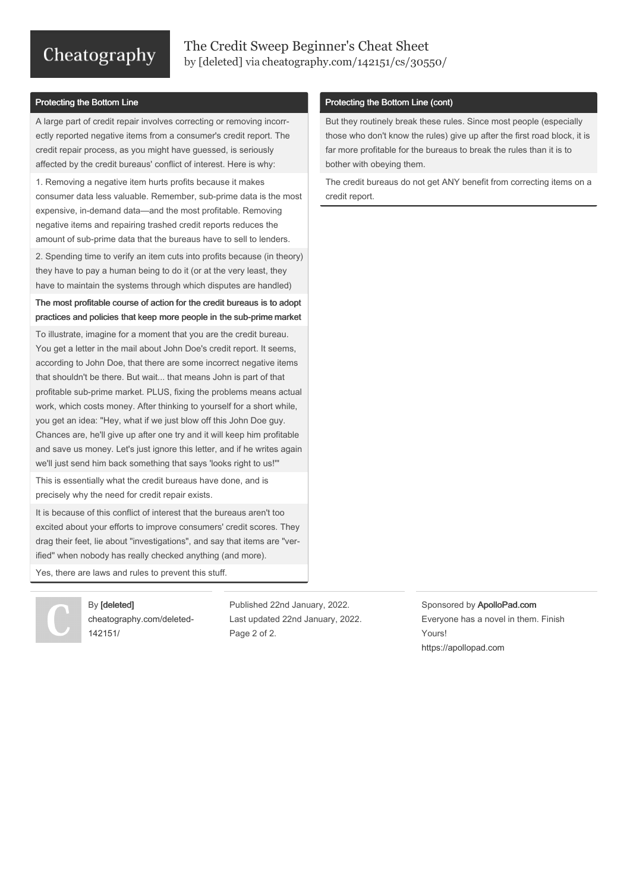## Protecting the Bottom Line

A large part of credit repair involves correcting or removing incorrectly reported negative items from a consumer's credit report. The credit repair process, as you might have guessed, is seriously affected by the credit bureaus' conflict of interest. Here is why:

1. Removing a negative item hurts profits because it makes consumer data less valuable. Remember, sub-prime data is the most expensive, in-demand data—and the most profitable. Removing negative items and repairing trashed credit reports reduces the amount of sub-prime data that the bureaus have to sell to lenders.

2. Spending time to verify an item cuts into profits because (in theory) they have to pay a human being to do it (or at the very least, they have to maintain the systems through which disputes are handled)

**The most profitable course of action for the credit bureaus is to adopt practices and policies that keep more people in the sub-prime market**

To illustrate, imagine for a moment that you are the credit bureau. You get a letter in the mail about John Doe's credit report. It seems, according to John Doe, that there are some incorrect negative items that shouldn't be there. But wait... that means John is part of that profitable sub-prime market. PLUS, fixing the problems means actual work, which costs money. After thinking to yourself for a short while, you get an idea: "Hey, what if we just blow off this John Doe guy. Chances are, he'll give up after one try and it will keep him profitable and save us money. Let's just ignore this letter, and if he writes again we'll just send him back something that says 'looks right to us!'"

This is essentially what the credit bureaus have done, and is precisely why the need for credit repair exists.

It is because of this conflict of interest that the bureaus aren't too excited about your efforts to improve consumers' credit scores. They drag their feet, lie about "investigations", and say that items are "verified" when nobody has really checked anything (and more).

Yes, there are laws and rules to prevent this stuff.

## Protecting the Bottom Line (cont)

But they routinely break these rules. Since most people (especially those who don't know the rules) give up after the first road block, it is far more profitable for the bureaus to break the rules than it is to bother with obeying them.

The credit bureaus do not get ANY benefit from correcting items on a credit report.